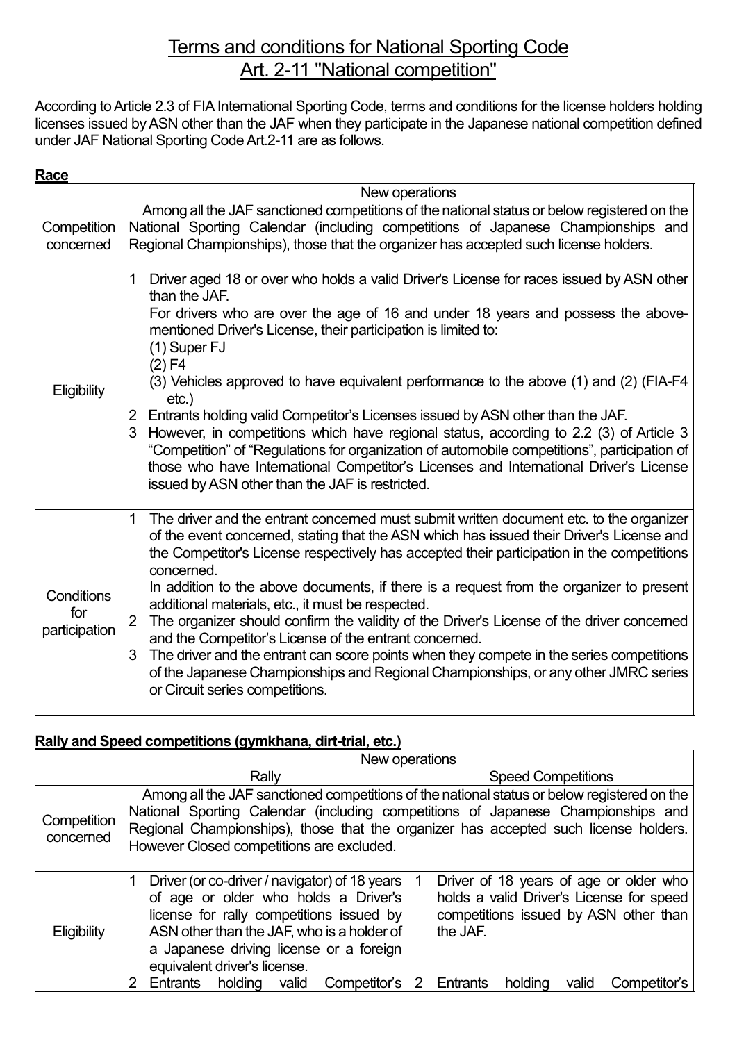# Terms and conditions for National Sporting Code Art. 2-11 "National competition"

According to Article 2.3 of FIA International Sporting Code, terms and conditions for the license holders holding licenses issued by ASN other than the JAF when they participate in the Japanese national competition defined under JAF National Sporting Code Art.2-11 are as follows.

**Race**

| | New operations |
|---|---|
| Competition concerned | Among all the JAF sanctioned competitions of the national status or below registered on the National Sporting Calendar (including competitions of Japanese Championships and Regional Championships), those that the organizer has accepted such license holders. |
| Eligibility | 1 Driver aged 18 or over who holds a valid Driver's License for races issued by ASN other than the JAF.<br>For drivers who are over the age of 16 and under 18 years and possess the above-mentioned Driver's License, their participation is limited to:<br>(1) Super FJ<br>(2) F4<br>(3) Vehicles approved to have equivalent performance to the above (1) and (2) (FIA-F4 etc.)<br>2 Entrants holding valid Competitor's Licenses issued by ASN other than the JAF.<br>3 However, in competitions which have regional status, according to 2.2 (3) of Article 3 "Competition" of "Regulations for organization of automobile competitions", participation of those who have International Competitor's Licenses and International Driver's License issued by ASN other than the JAF is restricted. |
| Conditions for participation | 1 The driver and the entrant concerned must submit written document etc. to the organizer of the event concerned, stating that the ASN which has issued their Driver's License and the Competitor's License respectively has accepted their participation in the competitions concerned.<br>In addition to the above documents, if there is a request from the organizer to present additional materials, etc., it must be respected.<br>2 The organizer should confirm the validity of the Driver's License of the driver concerned and the Competitor's License of the entrant concerned.<br>3 The driver and the entrant can score points when they compete in the series competitions of the Japanese Championships and Regional Championships, or any other JMRC series or Circuit series competitions. |

**Rally and Speed competitions (gymkhana, dirt-trial, etc.)**

| | New operations | |
|---|---|---|
| | Rally | Speed Competitions |
| Competition concerned | Among all the JAF sanctioned competitions of the national status or below registered on the National Sporting Calendar (including competitions of Japanese Championships and Regional Championships), those that the organizer has accepted such license holders. However Closed competitions are excluded. | |
| Eligibility | 1 Driver (or co-driver / navigator) of 18 years of age or older who holds a Driver's license for rally competitions issued by ASN other than the JAF, who is a holder of a Japanese driving license or a foreign equivalent driver's license.<br>2 Entrants holding valid Competitor's | 1 Driver of 18 years of age or older who holds a valid Driver's License for speed competitions issued by ASN other than the JAF.<br>2 Entrants holding valid Competitor's |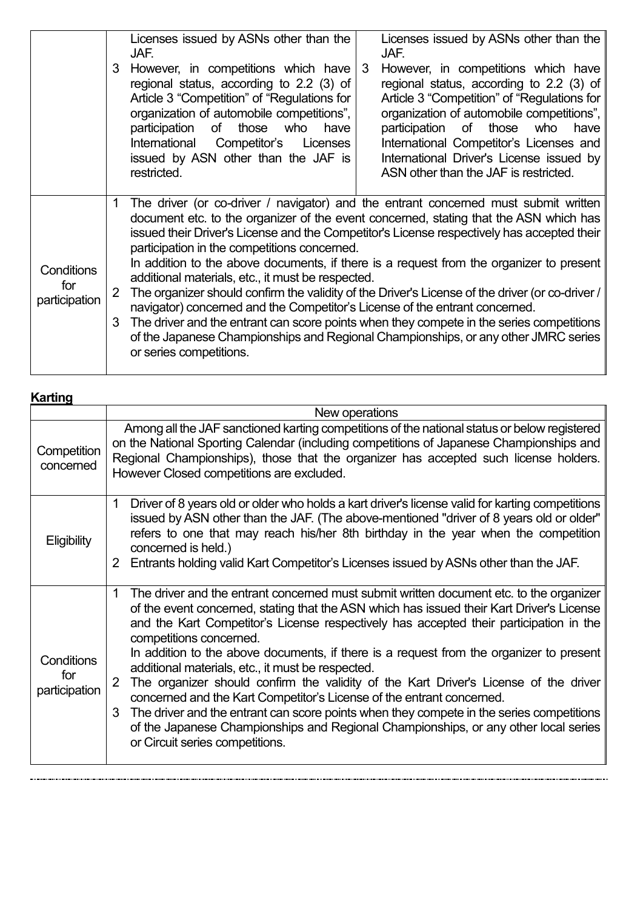| | | |
|---|---|---|
| | Licenses issued by ASNs other than the JAF.<br>3 However, in competitions which have regional status, according to 2.2 (3) of Article 3 “Competition” of “Regulations for organization of automobile competitions”, participation of those who have International Competitor’s Licenses issued by ASN other than the JAF is restricted. | Licenses issued by ASNs other than the JAF.<br>3 However, in competitions which have regional status, according to 2.2 (3) of Article 3 “Competition” of “Regulations for organization of automobile competitions”, participation of those who have International Competitor’s Licenses and International Driver's License issued by ASN other than the JAF is restricted. |
| Conditions for participation | 1 The driver (or co-driver / navigator) and the entrant concerned must submit written document etc. to the organizer of the event concerned, stating that the ASN which has issued their Driver's License and the Competitor's License respectively has accepted their participation in the competitions concerned.<br>In addition to the above documents, if there is a request from the organizer to present additional materials, etc., it must be respected.<br>2 The organizer should confirm the validity of the Driver's License of the driver (or co-driver / navigator) concerned and the Competitor’s License of the entrant concerned.<br>3 The driver and the entrant can score points when they compete in the series competitions of the Japanese Championships and Regional Championships, or any other JMRC series or series competitions. | |

**Karting**

| | New operations |
|---|---|
| Competition concerned | Among all the JAF sanctioned karting competitions of the national status or below registered on the National Sporting Calendar (including competitions of Japanese Championships and Regional Championships), those that the organizer has accepted such license holders. However Closed competitions are excluded. |
| Eligibility | 1 Driver of 8 years old or older who holds a kart driver's license valid for karting competitions issued by ASN other than the JAF. (The above-mentioned "driver of 8 years old or older" refers to one that may reach his/her 8th birthday in the year when the competition concerned is held.)<br>2 Entrants holding valid Kart Competitor’s Licenses issued by ASNs other than the JAF. |
| Conditions for participation | 1 The driver and the entrant concerned must submit written document etc. to the organizer of the event concerned, stating that the ASN which has issued their Kart Driver's License and the Kart Competitor’s License respectively has accepted their participation in the competitions concerned.<br>In addition to the above documents, if there is a request from the organizer to present additional materials, etc., it must be respected.<br>2 The organizer should confirm the validity of the Kart Driver's License of the driver concerned and the Kart Competitor’s License of the entrant concerned.<br>3 The driver and the entrant can score points when they compete in the series competitions of the Japanese Championships and Regional Championships, or any other local series or Circuit series competitions. |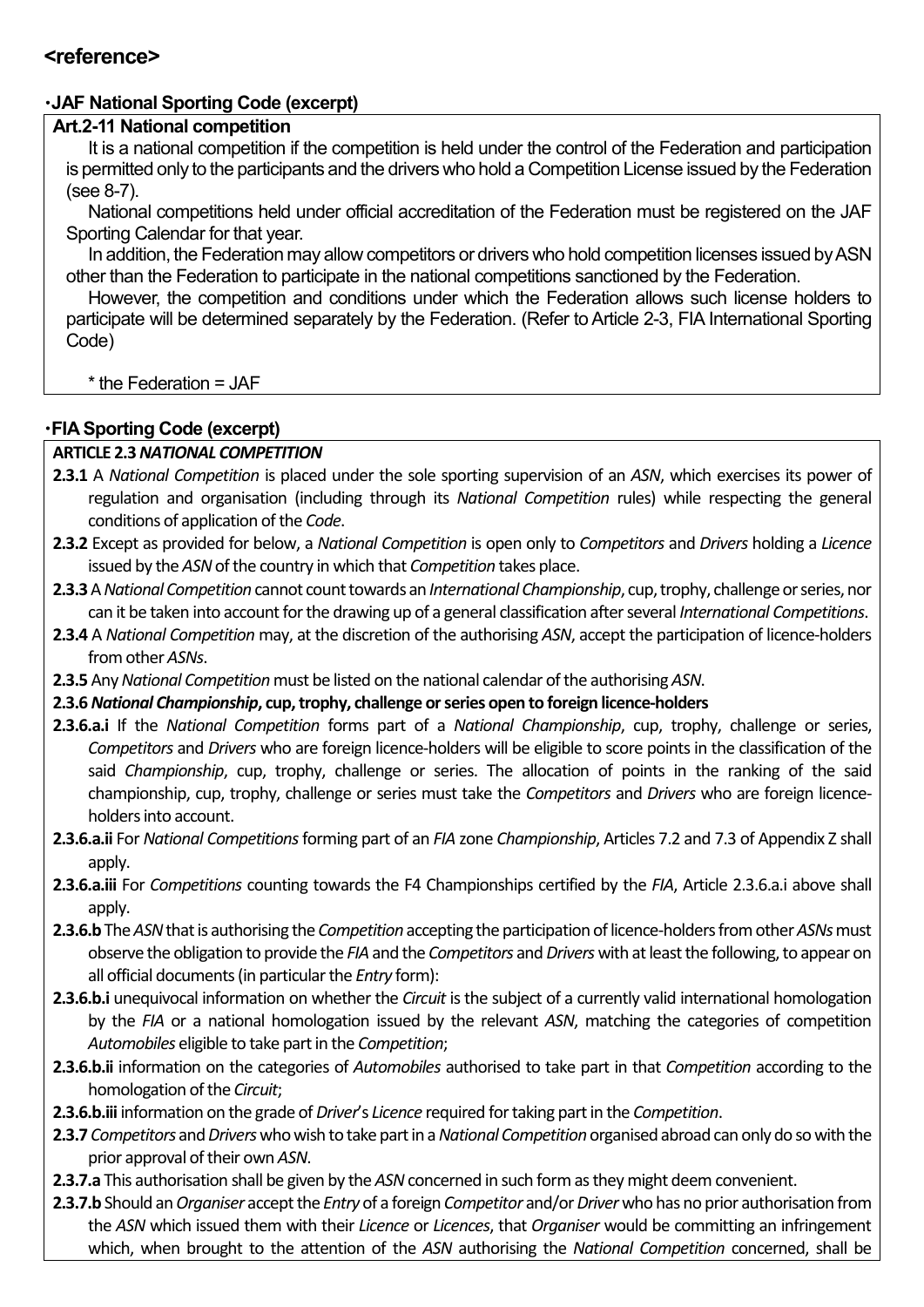## <reference>

### ・JAF National Sporting Code (excerpt)

**Art.2-11 National competition**

It is a national competition if the competition is held under the control of the Federation and participation is permitted only to the participants and the drivers who hold a Competition License issued by the Federation (see 8-7).

National competitions held under official accreditation of the Federation must be registered on the JAF Sporting Calendar for that year.

In addition, the Federation may allow competitors or drivers who hold competition licenses issued by ASN other than the Federation to participate in the national competitions sanctioned by the Federation.

However, the competition and conditions under which the Federation allows such license holders to participate will be determined separately by the Federation. (Refer to Article 2-3, FIA International Sporting Code)

* the Federation = JAF

### ・FIA Sporting Code (excerpt)

**ARTICLE 2.3 *NATIONAL COMPETITION***

**2.3.1** A *National Competition* is placed under the sole sporting supervision of an *ASN*, which exercises its power of regulation and organisation (including through its *National Competition* rules) while respecting the general conditions of application of the *Code*.

**2.3.2** Except as provided for below, a *National Competition* is open only to *Competitors* and *Drivers* holding a *Licence* issued by the *ASN* of the country in which that *Competition* takes place.

**2.3.3** A *National Competition* cannot count towards an *International Championship*, cup, trophy, challenge or series, nor can it be taken into account for the drawing up of a general classification after several *International Competitions*.

**2.3.4** A *National Competition* may, at the discretion of the authorising *ASN*, accept the participation of licence-holders from other *ASNs*.

**2.3.5** Any *National Competition* must be listed on the national calendar of the authorising *ASN*.

**2.3.6 *National Championship*, cup, trophy, challenge or series open to foreign licence-holders**

**2.3.6.a.i** If the *National Competition* forms part of a *National Championship*, cup, trophy, challenge or series, *Competitors* and *Drivers* who are foreign licence-holders will be eligible to score points in the classification of the said *Championship*, cup, trophy, challenge or series. The allocation of points in the ranking of the said championship, cup, trophy, challenge or series must take the *Competitors* and *Drivers* who are foreign licence-holders into account.

**2.3.6.a.ii** For *National Competitions* forming part of an *FIA* zone *Championship*, Articles 7.2 and 7.3 of Appendix Z shall apply.

**2.3.6.a.iii** For *Competitions* counting towards the F4 Championships certified by the *FIA*, Article 2.3.6.a.i above shall apply.

**2.3.6.b** The *ASN* that is authorising the *Competition* accepting the participation of licence-holders from other *ASNs* must observe the obligation to provide the *FIA* and the *Competitors* and *Drivers* with at least the following, to appear on all official documents (in particular the *Entry* form):

**2.3.6.b.i** unequivocal information on whether the *Circuit* is the subject of a currently valid international homologation by the *FIA* or a national homologation issued by the relevant *ASN*, matching the categories of competition *Automobiles* eligible to take part in the *Competition*;

**2.3.6.b.ii** information on the categories of *Automobiles* authorised to take part in that *Competition* according to the homologation of the *Circuit*;

**2.3.6.b.iii** information on the grade of *Driver*'s *Licence* required for taking part in the *Competition*.

**2.3.7** *Competitors* and *Drivers* who wish to take part in a *National Competition* organised abroad can only do so with the prior approval of their own *ASN*.

**2.3.7.a** This authorisation shall be given by the *ASN* concerned in such form as they might deem convenient.

**2.3.7.b** Should an *Organiser* accept the *Entry* of a foreign *Competitor* and/or *Driver* who has no prior authorisation from the *ASN* which issued them with their *Licence* or *Licences*, that *Organiser* would be committing an infringement which, when brought to the attention of the *ASN* authorising the *National Competition* concerned, shall be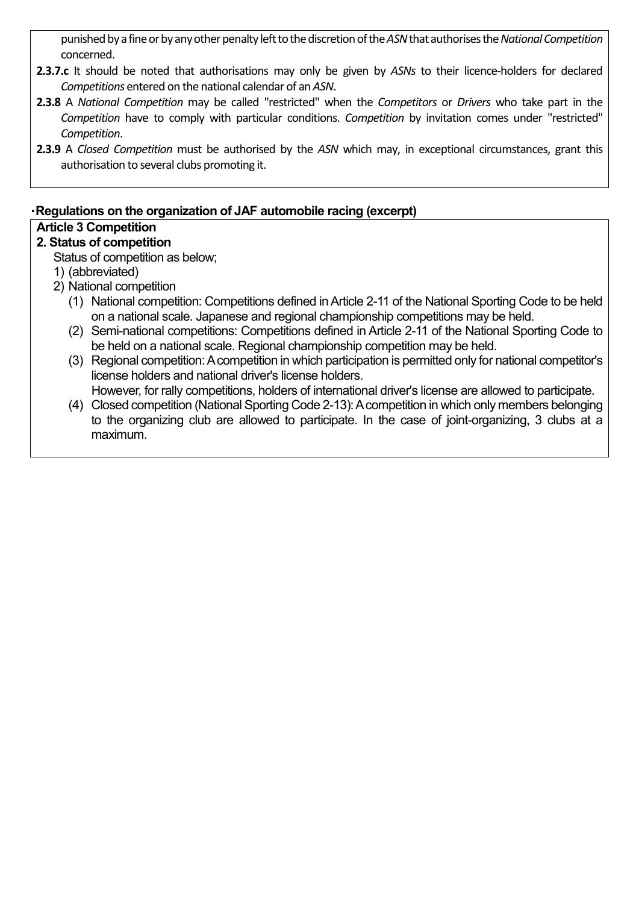punished by a fine or by any other penalty left to the discretion of the *ASN* that authorises the *National Competition* concerned.

**2.3.7.c** It should be noted that authorisations may only be given by *ASNs* to their licence-holders for declared *Competitions* entered on the national calendar of an *ASN*.

**2.3.8** A *National Competition* may be called "restricted" when the *Competitors* or *Drivers* who take part in the *Competition* have to comply with particular conditions. *Competition* by invitation comes under "restricted" *Competition*.

**2.3.9** A *Closed Competition* must be authorised by the *ASN* which may, in exceptional circumstances, grant this authorisation to several clubs promoting it.

**・Regulations on the organization of JAF automobile racing (excerpt)**

**Article 3 Competition**

**2. Status of competition**

Status of competition as below;

1) (abbreviated)

2) National competition

(1) National competition: Competitions defined in Article 2-11 of the National Sporting Code to be held on a national scale. Japanese and regional championship competitions may be held.

(2) Semi-national competitions: Competitions defined in Article 2-11 of the National Sporting Code to be held on a national scale. Regional championship competition may be held.

(3) Regional competition: A competition in which participation is permitted only for national competitor's license holders and national driver's license holders.
However, for rally competitions, holders of international driver's license are allowed to participate.

(4) Closed competition (National Sporting Code 2-13): A competition in which only members belonging to the organizing club are allowed to participate. In the case of joint-organizing, 3 clubs at a maximum.